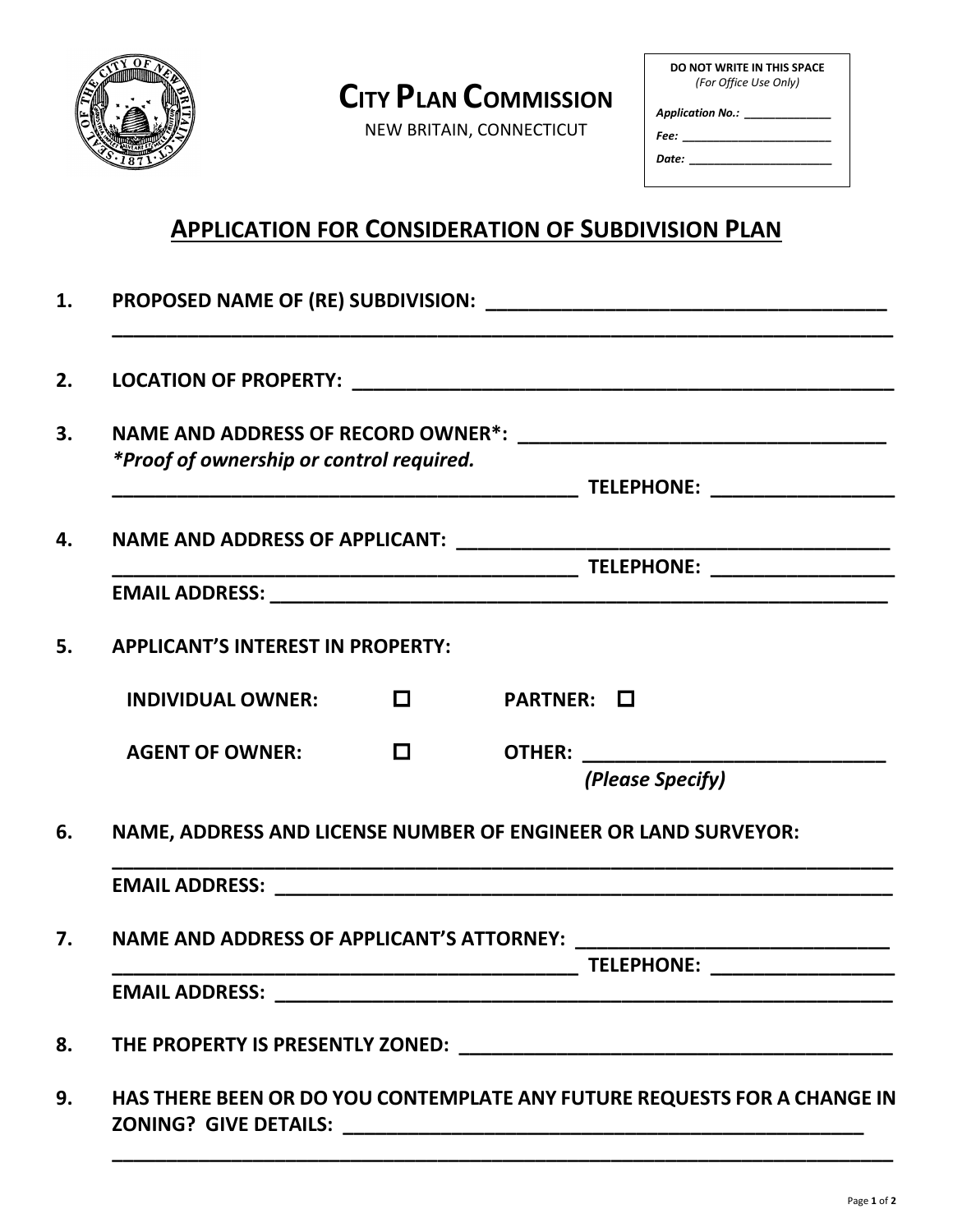# CITY PLAN COMMISSION

NEW BRITAIN, CONNECTICUT

| DO NOT WRITE IN THIS SPACE *(For Office Use Only)* |
|---|
| *Application No.:* _____________ |
| *Fee:* _____________________ |
| *Date:* _____________________ |

## APPLICATION FOR CONSIDERATION OF SUBDIVISION PLAN

1. **PROPOSED NAME OF (RE) SUBDIVISION:** _____________________________________
_________________________________________________________________________

2. **LOCATION OF PROPERTY:** ___________________________________________________

3. **NAME AND ADDRESS OF RECORD OWNER\*:** ___________________________________
*\*Proof of ownership or control required.*
___________________________________________ **TELEPHONE:** _________________

4. **NAME AND ADDRESS OF APPLICANT:** _________________________________________
___________________________________________ **TELEPHONE:** _________________
**EMAIL ADDRESS:** ___________________________________________________________

5. **APPLICANT'S INTEREST IN PROPERTY:**

   **INDIVIDUAL OWNER:** ☐ **PARTNER:** ☐

   **AGENT OF OWNER:** ☐ **OTHER:** ____________________________ *(Please Specify)*

6. **NAME, ADDRESS AND LICENSE NUMBER OF ENGINEER OR LAND SURVEYOR:**
_________________________________________________________________________
**EMAIL ADDRESS:** ___________________________________________________________

7. **NAME AND ADDRESS OF APPLICANT'S ATTORNEY:** _____________________________
___________________________________________ **TELEPHONE:** _________________
**EMAIL ADDRESS:** ___________________________________________________________

8. **THE PROPERTY IS PRESENTLY ZONED:** _______________________________________

9. **HAS THERE BEEN OR DO YOU CONTEMPLATE ANY FUTURE REQUESTS FOR A CHANGE IN ZONING? GIVE DETAILS:** _________________________________________________
_________________________________________________________________________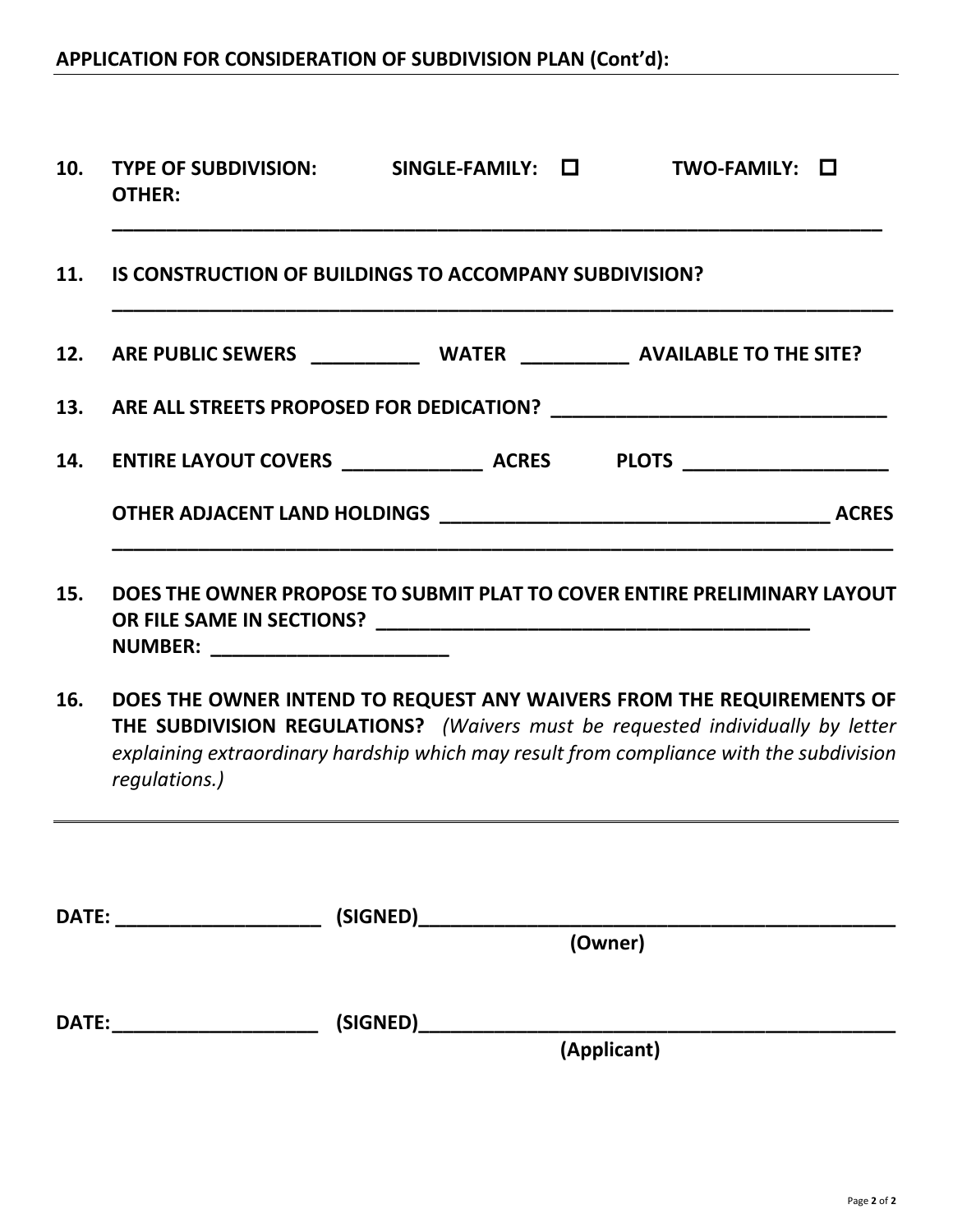## APPLICATION FOR CONSIDERATION OF SUBDIVISION PLAN (Cont'd):

10. **TYPE OF SUBDIVISION: SINGLE-FAMILY: ☐ TWO-FAMILY: ☐ OTHER:**
    ___________________________________________________________________________

11. **IS CONSTRUCTION OF BUILDINGS TO ACCOMPANY SUBDIVISION?**
    ___________________________________________________________________________

12. **ARE PUBLIC SEWERS __________ WATER __________ AVAILABLE TO THE SITE?**

13. **ARE ALL STREETS PROPOSED FOR DEDICATION? _______________________________**

14. **ENTIRE LAYOUT COVERS _____________ ACRES PLOTS ___________________**

    **OTHER ADJACENT LAND HOLDINGS ____________________________________ ACRES**
    ___________________________________________________________________________

15. **DOES THE OWNER PROPOSE TO SUBMIT PLAT TO COVER ENTIRE PRELIMINARY LAYOUT OR FILE SAME IN SECTIONS? ________________________________________**
    **NUMBER: ______________________**

16. **DOES THE OWNER INTEND TO REQUEST ANY WAIVERS FROM THE REQUIREMENTS OF THE SUBDIVISION REGULATIONS?** *(Waivers must be requested individually by letter explaining extraordinary hardship which may result from compliance with the subdivision regulations.)*

---

**DATE: ___________________ (SIGNED)_____________________________________________**
**(Owner)**

**DATE:___________________ (SIGNED)_____________________________________________**
**(Applicant)**